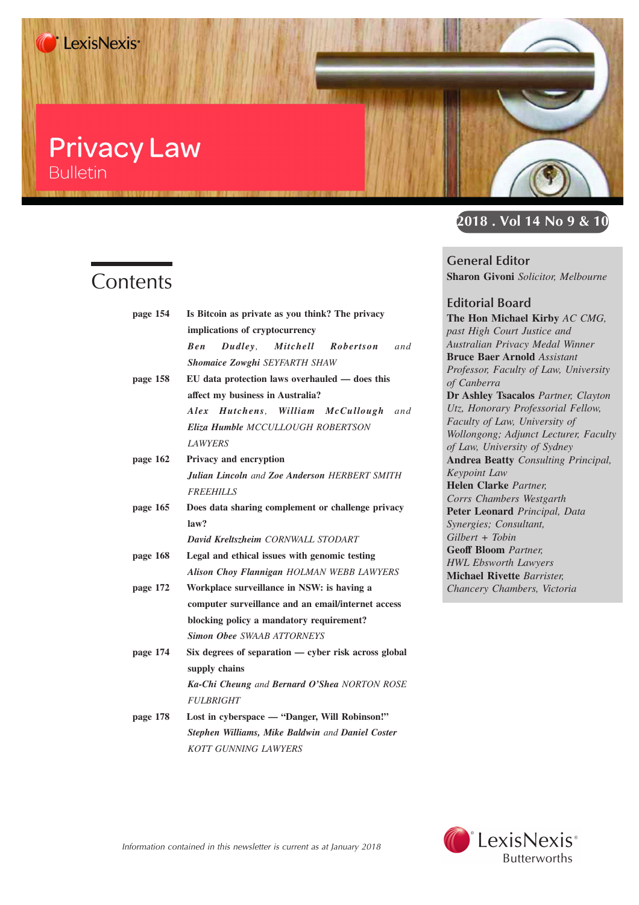LexisNexis

# Privacy Law

## Bulletin

2018 . Vol 14 No 9 & 10

## Contents

**page 154** — **Is Bitcoin as private as you think? The privacy implications of cryptocurrency**
*Ben Dudley, Mitchell Robertson and Shomaice Zowghi* SEYFARTH SHAW

**page 158** — **EU data protection laws overhauled — does this affect my business in Australia?**
*Alex Hutchens, William McCullough and Eliza Humble* MCCULLOUGH ROBERTSON LAWYERS

**page 162** — **Privacy and encryption**
*Julian Lincoln and Zoe Anderson* HERBERT SMITH FREEHILLS

**page 165** — **Does data sharing complement or challenge privacy law?**
*David Kreltszheim* CORNWALL STODART

**page 168** — **Legal and ethical issues with genomic testing**
*Alison Choy Flannigan* HOLMAN WEBB LAWYERS

**page 172** — **Workplace surveillance in NSW: is having a computer surveillance and an email/internet access blocking policy a mandatory requirement?**
*Simon Obee* SWAAB ATTORNEYS

**page 174** — **Six degrees of separation — cyber risk across global supply chains**
*Ka-Chi Cheung and Bernard O'Shea* NORTON ROSE FULBRIGHT

**page 178** — **Lost in cyberspace — "Danger, Will Robinson!"**
*Stephen Williams, Mike Baldwin and Daniel Coster* KOTT GUNNING LAWYERS

### General Editor

**Sharon Givoni** *Solicitor, Melbourne*

### Editorial Board

**The Hon Michael Kirby** *AC CMG, past High Court Justice and Australian Privacy Medal Winner*
**Bruce Baer Arnold** *Assistant Professor, Faculty of Law, University of Canberra*
**Dr Ashley Tsacalos** *Partner, Clayton Utz, Honorary Professorial Fellow, Faculty of Law, University of Wollongong; Adjunct Lecturer, Faculty of Law, University of Sydney*
**Andrea Beatty** *Consulting Principal, Keypoint Law*
**Helen Clarke** *Partner, Corrs Chambers Westgarth*
**Peter Leonard** *Principal, Data Synergies; Consultant, Gilbert + Tobin*
**Geoff Bloom** *Partner, HWL Ebsworth Lawyers*
**Michael Rivette** *Barrister, Chancery Chambers, Victoria*

*Information contained in this newsletter is current as at January 2018*

LexisNexis Butterworths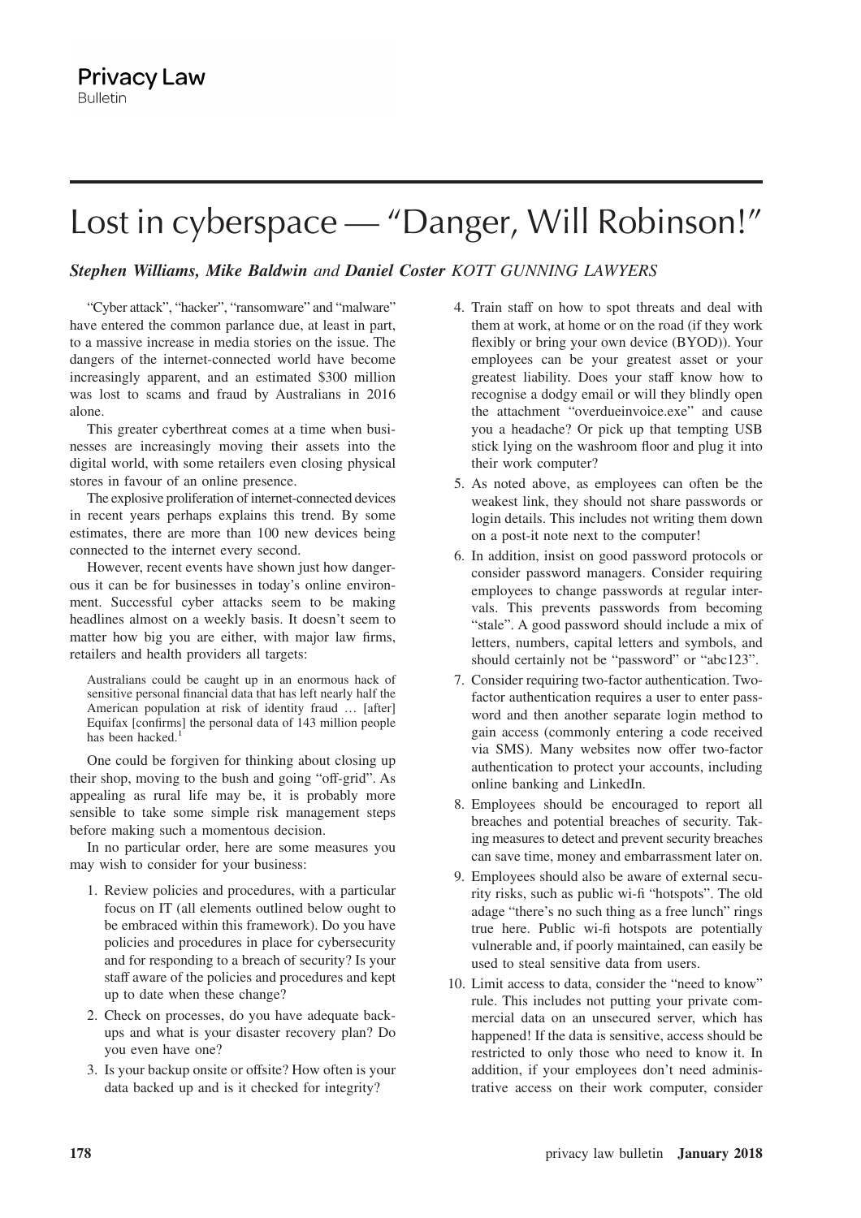# Lost in cyberspace — "Danger, Will Robinson!"

***Stephen Williams, Mike Baldwin** and **Daniel Coster** KOTT GUNNING LAWYERS*

"Cyber attack", "hacker", "ransomware" and "malware" have entered the common parlance due, at least in part, to a massive increase in media stories on the issue. The dangers of the internet-connected world have become increasingly apparent, and an estimated $300 million was lost to scams and fraud by Australians in 2016 alone.

This greater cyberthreat comes at a time when businesses are increasingly moving their assets into the digital world, with some retailers even closing physical stores in favour of an online presence.

The explosive proliferation of internet-connected devices in recent years perhaps explains this trend. By some estimates, there are more than 100 new devices being connected to the internet every second.

However, recent events have shown just how dangerous it can be for businesses in today's online environment. Successful cyber attacks seem to be making headlines almost on a weekly basis. It doesn't seem to matter how big you are either, with major law firms, retailers and health providers all targets:

> Australians could be caught up in an enormous hack of sensitive personal financial data that has left nearly half the American population at risk of identity fraud … [after] Equifax [confirms] the personal data of 143 million people has been hacked.[1]

One could be forgiven for thinking about closing up their shop, moving to the bush and going "off-grid". As appealing as rural life may be, it is probably more sensible to take some simple risk management steps before making such a momentous decision.

In no particular order, here are some measures you may wish to consider for your business:

1. Review policies and procedures, with a particular focus on IT (all elements outlined below ought to be embraced within this framework). Do you have policies and procedures in place for cybersecurity and for responding to a breach of security? Is your staff aware of the policies and procedures and kept up to date when these change?
2. Check on processes, do you have adequate backups and what is your disaster recovery plan? Do you even have one?
3. Is your backup onsite or offsite? How often is your data backed up and is it checked for integrity?
4. Train staff on how to spot threats and deal with them at work, at home or on the road (if they work flexibly or bring your own device (BYOD)). Your employees can be your greatest asset or your greatest liability. Does your staff know how to recognise a dodgy email or will they blindly open the attachment "overdueinvoice.exe" and cause you a headache? Or pick up that tempting USB stick lying on the washroom floor and plug it into their work computer?
5. As noted above, as employees can often be the weakest link, they should not share passwords or login details. This includes not writing them down on a post-it note next to the computer!
6. In addition, insist on good password protocols or consider password managers. Consider requiring employees to change passwords at regular intervals. This prevents passwords from becoming "stale". A good password should include a mix of letters, numbers, capital letters and symbols, and should certainly not be "password" or "abc123".
7. Consider requiring two-factor authentication. Two-factor authentication requires a user to enter password and then another separate login method to gain access (commonly entering a code received via SMS). Many websites now offer two-factor authentication to protect your accounts, including online banking and LinkedIn.
8. Employees should be encouraged to report all breaches and potential breaches of security. Taking measures to detect and prevent security breaches can save time, money and embarrassment later on.
9. Employees should also be aware of external security risks, such as public wi-fi "hotspots". The old adage "there's no such thing as a free lunch" rings true here. Public wi-fi hotspots are potentially vulnerable and, if poorly maintained, can easily be used to steal sensitive data from users.
10. Limit access to data, consider the "need to know" rule. This includes not putting your private commercial data on an unsecured server, which has happened! If the data is sensitive, access should be restricted to only those who need to know it. In addition, if your employees don't need administrative access on their work computer, consider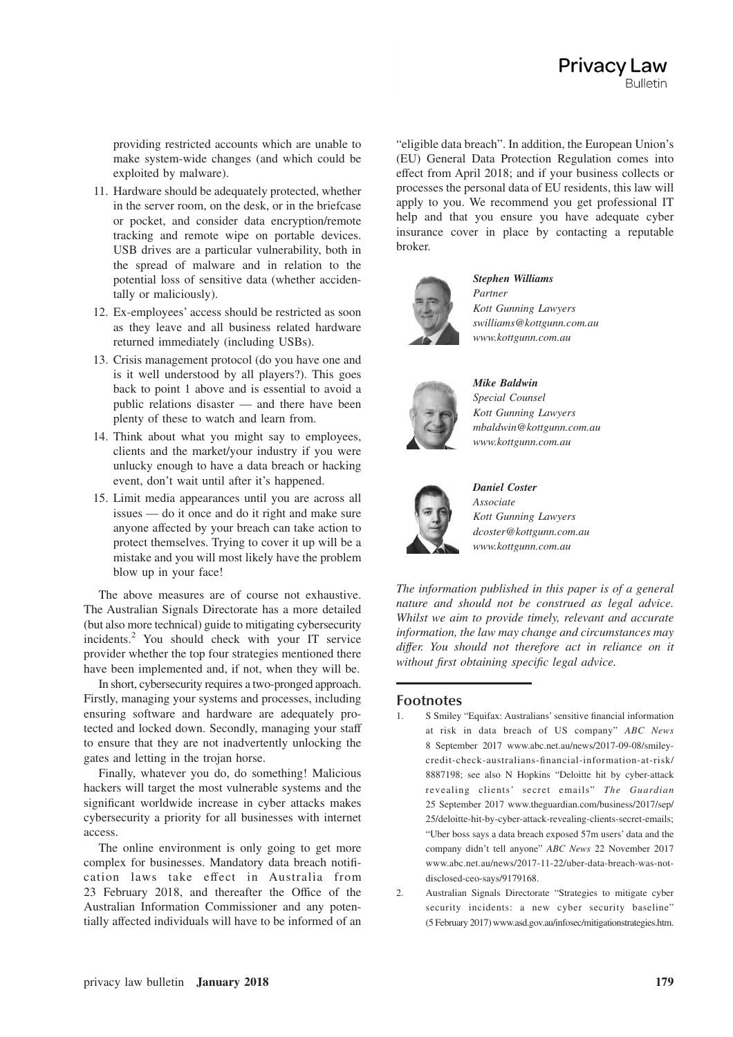providing restricted accounts which are unable to make system-wide changes (and which could be exploited by malware).

11. Hardware should be adequately protected, whether in the server room, on the desk, or in the briefcase or pocket, and consider data encryption/remote tracking and remote wipe on portable devices. USB drives are a particular vulnerability, both in the spread of malware and in relation to the potential loss of sensitive data (whether accidentally or maliciously).
12. Ex-employees' access should be restricted as soon as they leave and all business related hardware returned immediately (including USBs).
13. Crisis management protocol (do you have one and is it well understood by all players?). This goes back to point 1 above and is essential to avoid a public relations disaster — and there have been plenty of these to watch and learn from.
14. Think about what you might say to employees, clients and the market/your industry if you were unlucky enough to have a data breach or hacking event, don't wait until after it's happened.
15. Limit media appearances until you are across all issues — do it once and do it right and make sure anyone affected by your breach can take action to protect themselves. Trying to cover it up will be a mistake and you will most likely have the problem blow up in your face!

The above measures are of course not exhaustive. The Australian Signals Directorate has a more detailed (but also more technical) guide to mitigating cybersecurity incidents.[2] You should check with your IT service provider whether the top four strategies mentioned there have been implemented and, if not, when they will be.

In short, cybersecurity requires a two-pronged approach. Firstly, managing your systems and processes, including ensuring software and hardware are adequately protected and locked down. Secondly, managing your staff to ensure that they are not inadvertently unlocking the gates and letting in the trojan horse.

Finally, whatever you do, do something! Malicious hackers will target the most vulnerable systems and the significant worldwide increase in cyber attacks makes cybersecurity a priority for all businesses with internet access.

The online environment is only going to get more complex for businesses. Mandatory data breach notification laws take effect in Australia from 23 February 2018, and thereafter the Office of the Australian Information Commissioner and any potentially affected individuals will have to be informed of an "eligible data breach". In addition, the European Union's (EU) General Data Protection Regulation comes into effect from April 2018; and if your business collects or processes the personal data of EU residents, this law will apply to you. We recommend you get professional IT help and that you ensure you have adequate cyber insurance cover in place by contacting a reputable broker.

***Stephen Williams***
*Partner*
*Kott Gunning Lawyers*
*swilliams@kottgunn.com.au*
*www.kottgunn.com.au*

***Mike Baldwin***
*Special Counsel*
*Kott Gunning Lawyers*
*mbaldwin@kottgunn.com.au*
*www.kottgunn.com.au*

***Daniel Coster***
*Associate*
*Kott Gunning Lawyers*
*dcoster@kottgunn.com.au*
*www.kottgunn.com.au*

*The information published in this paper is of a general nature and should not be construed as legal advice. Whilst we aim to provide timely, relevant and accurate information, the law may change and circumstances may differ. You should not therefore act in reliance on it without first obtaining specific legal advice.*

## Footnotes

1. S Smiley "Equifax: Australians' sensitive financial information at risk in data breach of US company" *ABC News* 8 September 2017 www.abc.net.au/news/2017-09-08/smiley-credit-check-australians-financial-information-at-risk/8887198; see also N Hopkins "Deloitte hit by cyber-attack revealing clients' secret emails" *The Guardian* 25 September 2017 www.theguardian.com/business/2017/sep/25/deloitte-hit-by-cyber-attack-revealing-clients-secret-emails; "Uber boss says a data breach exposed 57m users' data and the company didn't tell anyone" *ABC News* 22 November 2017 www.abc.net.au/news/2017-11-22/uber-data-breach-was-not-disclosed-ceo-says/9179168.
2. Australian Signals Directorate "Strategies to mitigate cyber security incidents: a new cyber security baseline" (5 February 2017) www.asd.gov.au/infosec/mitigationstrategies.htm.